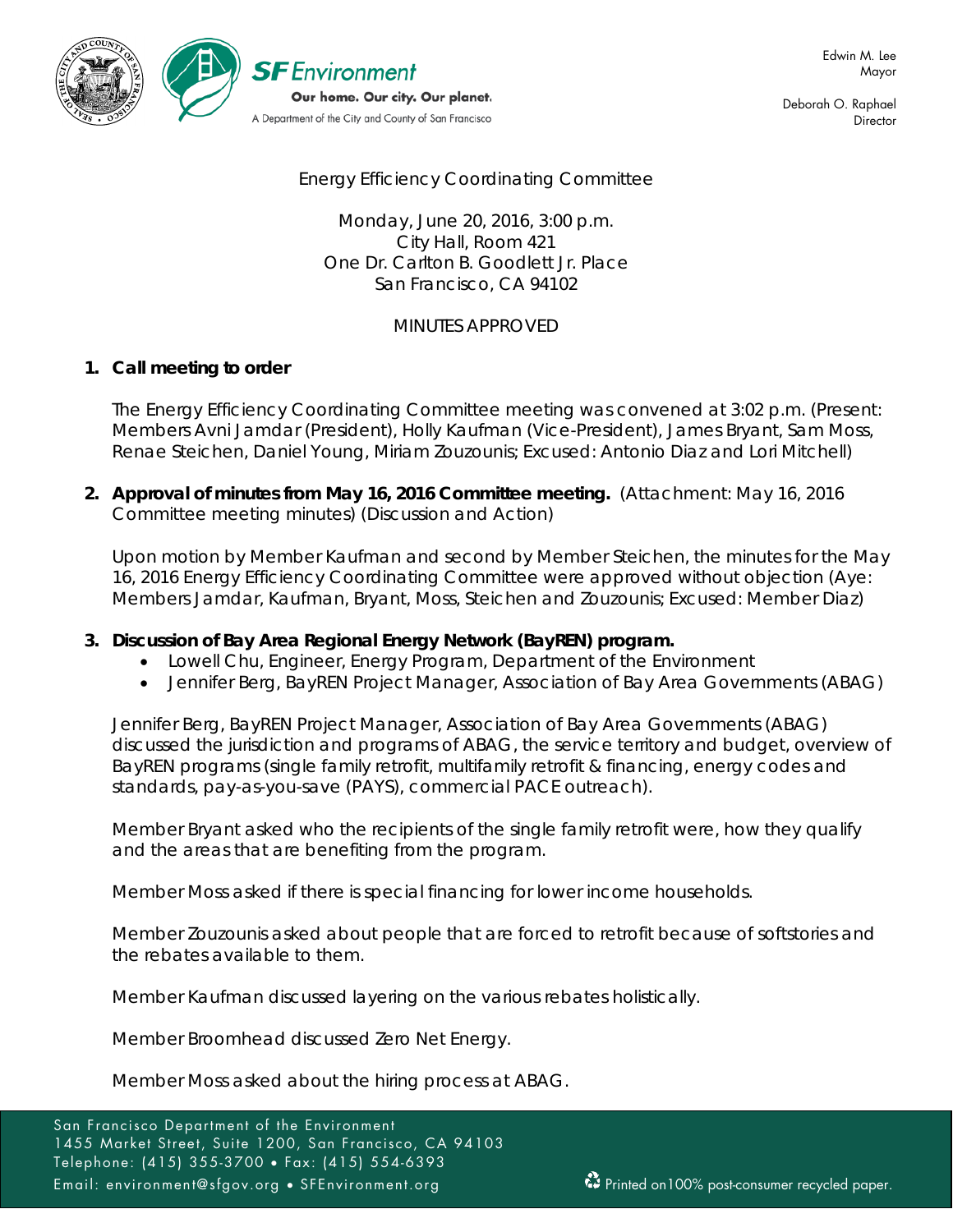SF Environment

Our home. Our city. Our planet.

A Department of the City and County of San Francisco

Edwin M. Lee
Mayor

Deborah O. Raphael
Director

Energy Efficiency Coordinating Committee

Monday, June 20, 2016, 3:00 p.m.
City Hall, Room 421
One Dr. Carlton B. Goodlett Jr. Place
San Francisco, CA 94102

MINUTES APPROVED

1. **Call meeting to order**

   The Energy Efficiency Coordinating Committee meeting was convened at 3:02 p.m. (Present: Members Avni Jamdar (President), Holly Kaufman (Vice-President), James Bryant, Sam Moss, Renae Steichen, Daniel Young, Miriam Zouzounis; Excused: Antonio Diaz and Lori Mitchell)

2. **Approval of minutes from May 16, 2016 Committee meeting.** (Attachment: May 16, 2016 Committee meeting minutes) (Discussion and Action)

   Upon motion by Member Kaufman and second by Member Steichen, the minutes for the May 16, 2016 Energy Efficiency Coordinating Committee were approved without objection (Aye: Members Jamdar, Kaufman, Bryant, Moss, Steichen and Zouzounis; Excused: Member Diaz)

3. **Discussion of Bay Area Regional Energy Network (BayREN) program.**
   - Lowell Chu, Engineer, Energy Program, Department of the Environment
   - Jennifer Berg, BayREN Project Manager, Association of Bay Area Governments (ABAG)

   Jennifer Berg, BayREN Project Manager, Association of Bay Area Governments (ABAG) discussed the jurisdiction and programs of ABAG, the service territory and budget, overview of BayREN programs (single family retrofit, multifamily retrofit & financing, energy codes and standards, pay-as-you-save (PAYS), commercial PACE outreach).

   Member Bryant asked who the recipients of the single family retrofit were, how they qualify and the areas that are benefiting from the program.

   Member Moss asked if there is special financing for lower income households.

   Member Zouzounis asked about people that are forced to retrofit because of softstories and the rebates available to them.

   Member Kaufman discussed layering on the various rebates holistically.

   Member Broomhead discussed Zero Net Energy.

   Member Moss asked about the hiring process at ABAG.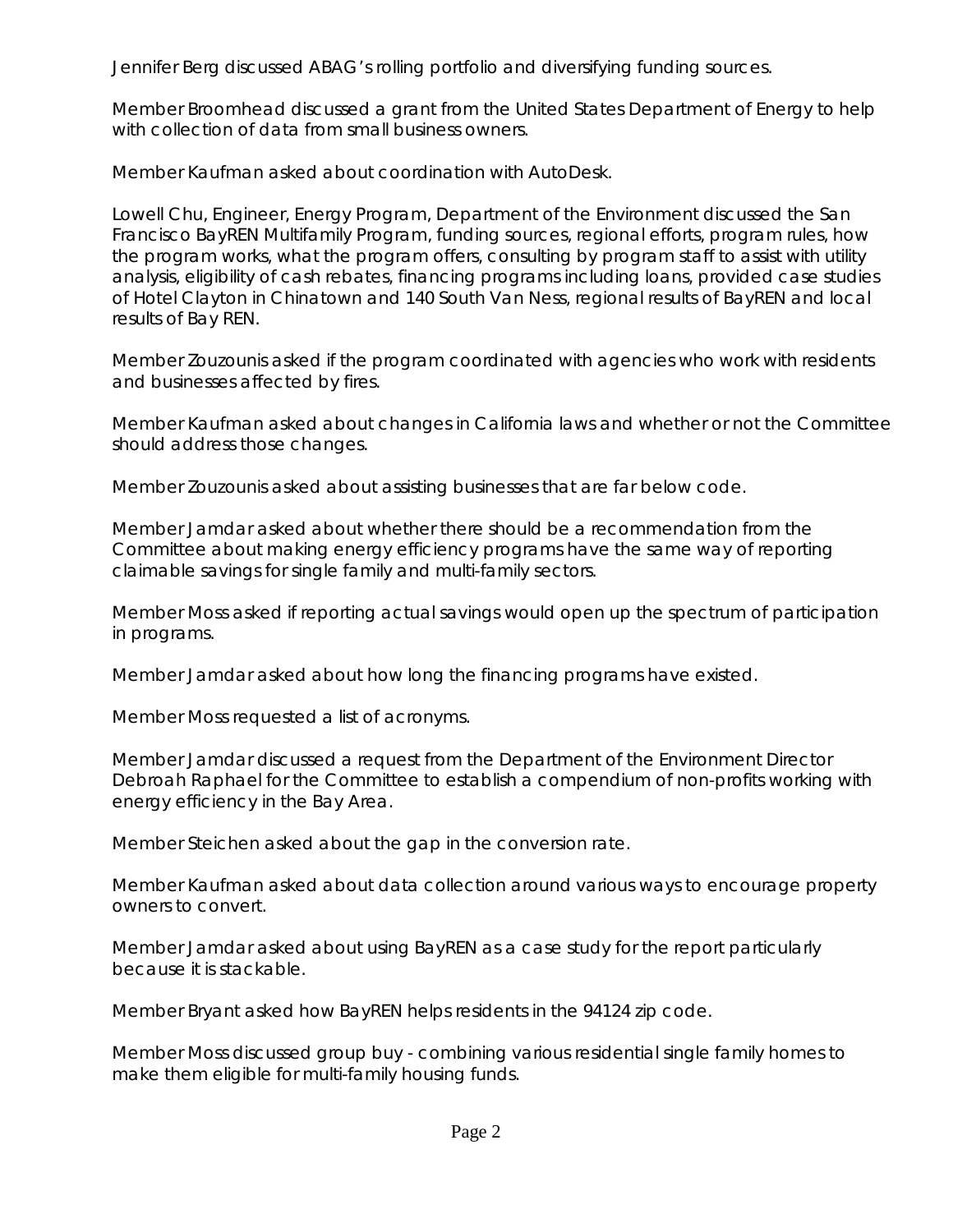Jennifer Berg discussed ABAG's rolling portfolio and diversifying funding sources.

Member Broomhead discussed a grant from the United States Department of Energy to help with collection of data from small business owners.

Member Kaufman asked about coordination with AutoDesk.

Lowell Chu, Engineer, Energy Program, Department of the Environment discussed the San Francisco BayREN Multifamily Program, funding sources, regional efforts, program rules, how the program works, what the program offers, consulting by program staff to assist with utility analysis, eligibility of cash rebates, financing programs including loans, provided case studies of Hotel Clayton in Chinatown and 140 South Van Ness, regional results of BayREN and local results of Bay REN.

Member Zouzounis asked if the program coordinated with agencies who work with residents and businesses affected by fires.

Member Kaufman asked about changes in California laws and whether or not the Committee should address those changes.

Member Zouzounis asked about assisting businesses that are far below code.

Member Jamdar asked about whether there should be a recommendation from the Committee about making energy efficiency programs have the same way of reporting claimable savings for single family and multi-family sectors.

Member Moss asked if reporting actual savings would open up the spectrum of participation in programs.

Member Jamdar asked about how long the financing programs have existed.

Member Moss requested a list of acronyms.

Member Jamdar discussed a request from the Department of the Environment Director Debroah Raphael for the Committee to establish a compendium of non-profits working with energy efficiency in the Bay Area.

Member Steichen asked about the gap in the conversion rate.

Member Kaufman asked about data collection around various ways to encourage property owners to convert.

Member Jamdar asked about using BayREN as a case study for the report particularly because it is stackable.

Member Bryant asked how BayREN helps residents in the 94124 zip code.

Member Moss discussed group buy - combining various residential single family homes to make them eligible for multi-family housing funds.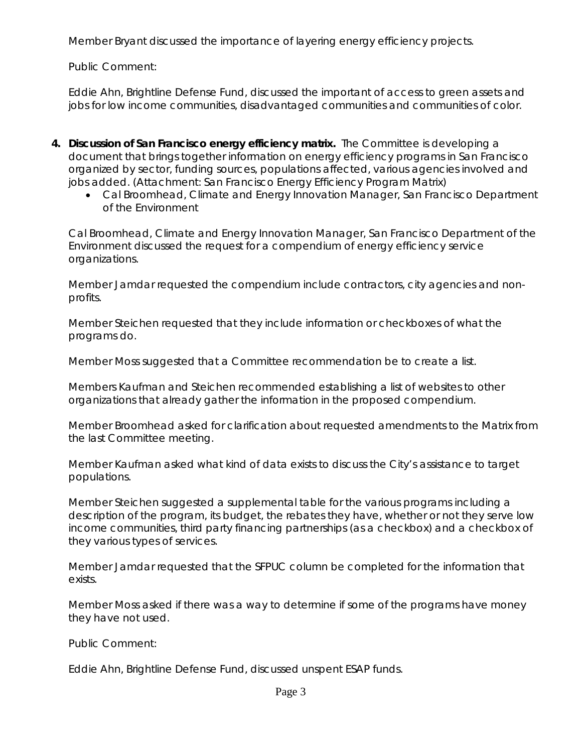Member Bryant discussed the importance of layering energy efficiency projects.

Public Comment:

Eddie Ahn, Brightline Defense Fund, discussed the important of access to green assets and jobs for low income communities, disadvantaged communities and communities of color.

4. **Discussion of San Francisco energy efficiency matrix.** The Committee is developing a document that brings together information on energy efficiency programs in San Francisco organized by sector, funding sources, populations affected, various agencies involved and jobs added. (Attachment: San Francisco Energy Efficiency Program Matrix)
   - Cal Broomhead, Climate and Energy Innovation Manager, San Francisco Department of the Environment

   Cal Broomhead, Climate and Energy Innovation Manager, San Francisco Department of the Environment discussed the request for a compendium of energy efficiency service organizations.

   Member Jamdar requested the compendium include contractors, city agencies and non-profits.

   Member Steichen requested that they include information or checkboxes of what the programs do.

   Member Moss suggested that a Committee recommendation be to create a list.

   Members Kaufman and Steichen recommended establishing a list of websites to other organizations that already gather the information in the proposed compendium.

   Member Broomhead asked for clarification about requested amendments to the Matrix from the last Committee meeting.

   Member Kaufman asked what kind of data exists to discuss the City's assistance to target populations.

   Member Steichen suggested a supplemental table for the various programs including a description of the program, its budget, the rebates they have, whether or not they serve low income communities, third party financing partnerships (as a checkbox) and a checkbox of they various types of services.

   Member Jamdar requested that the SFPUC column be completed for the information that exists.

   Member Moss asked if there was a way to determine if some of the programs have money they have not used.

   Public Comment:

   Eddie Ahn, Brightline Defense Fund, discussed unspent ESAP funds.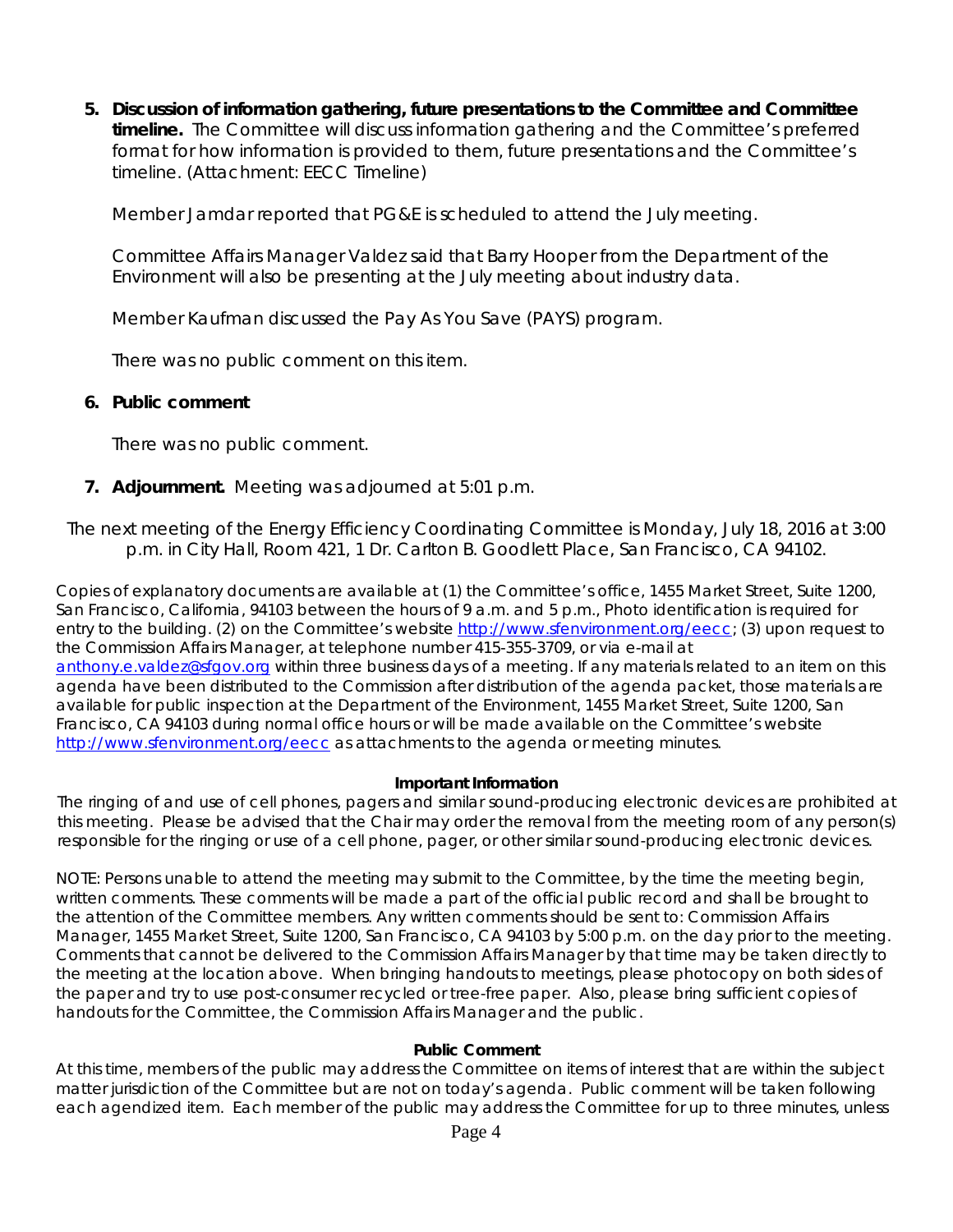5. **Discussion of information gathering, future presentations to the Committee and Committee timeline.** The Committee will discuss information gathering and the Committee's preferred format for how information is provided to them, future presentations and the Committee's timeline. (Attachment: EECC Timeline)

   Member Jamdar reported that PG&E is scheduled to attend the July meeting.

   Committee Affairs Manager Valdez said that Barry Hooper from the Department of the Environment will also be presenting at the July meeting about industry data.

   Member Kaufman discussed the Pay As You Save (PAYS) program.

   There was no public comment on this item.

6. **Public comment**

   There was no public comment.

7. **Adjournment.** Meeting was adjourned at 5:01 p.m.

The next meeting of the Energy Efficiency Coordinating Committee is Monday, July 18, 2016 at 3:00 p.m. in City Hall, Room 421, 1 Dr. Carlton B. Goodlett Place, San Francisco, CA 94102.

Copies of explanatory documents are available at (1) the Committee's office, 1455 Market Street, Suite 1200, San Francisco, California, 94103 between the hours of 9 a.m. and 5 p.m., Photo identification is required for entry to the building. (2) on the Committee's website http://www.sfenvironment.org/eecc; (3) upon request to the Commission Affairs Manager, at telephone number 415-355-3709, or via e-mail at anthony.e.valdez@sfgov.org within three business days of a meeting. If any materials related to an item on this agenda have been distributed to the Commission after distribution of the agenda packet, those materials are available for public inspection at the Department of the Environment, 1455 Market Street, Suite 1200, San Francisco, CA 94103 during normal office hours or will be made available on the Committee's website http://www.sfenvironment.org/eecc as attachments to the agenda or meeting minutes.

**Important Information**

The ringing of and use of cell phones, pagers and similar sound-producing electronic devices are prohibited at this meeting. Please be advised that the Chair may order the removal from the meeting room of any person(s) responsible for the ringing or use of a cell phone, pager, or other similar sound-producing electronic devices.

NOTE: Persons unable to attend the meeting may submit to the Committee, by the time the meeting begin, written comments. These comments will be made a part of the official public record and shall be brought to the attention of the Committee members. Any written comments should be sent to: Commission Affairs Manager, 1455 Market Street, Suite 1200, San Francisco, CA 94103 by 5:00 p.m. on the day prior to the meeting. Comments that cannot be delivered to the Commission Affairs Manager by that time may be taken directly to the meeting at the location above. When bringing handouts to meetings, please photocopy on both sides of the paper and try to use post-consumer recycled or tree-free paper. Also, please bring sufficient copies of handouts for the Committee, the Commission Affairs Manager and the public.

**Public Comment**

At this time, members of the public may address the Committee on items of interest that are within the subject matter jurisdiction of the Committee but are not on today's agenda. Public comment will be taken following each agendized item. Each member of the public may address the Committee for up to three minutes, unless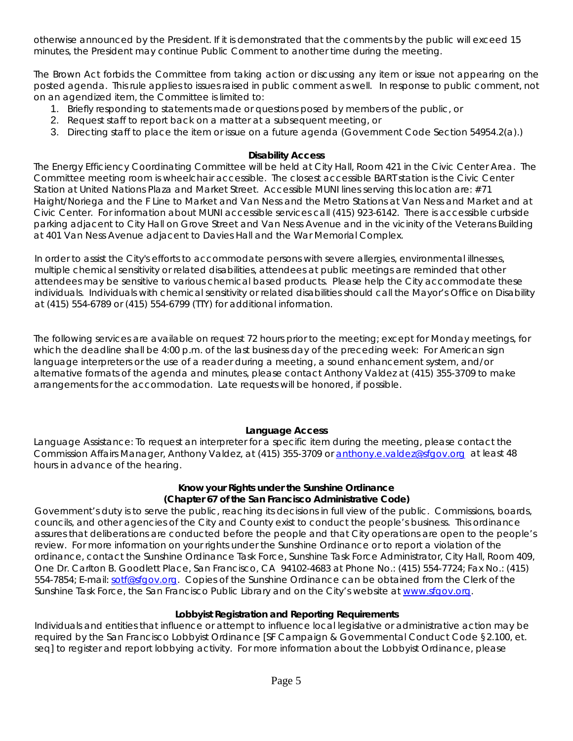otherwise announced by the President. If it is demonstrated that the comments by the public will exceed 15 minutes, the President may continue Public Comment to another time during the meeting.

The Brown Act forbids the Committee from taking action or discussing any item or issue not appearing on the posted agenda. This rule applies to issues raised in public comment as well. In response to public comment, not on an agendized item, the Committee is limited to:

1. Briefly responding to statements made or questions posed by members of the public, or
2. Request staff to report back on a matter at a subsequent meeting, or
3. Directing staff to place the item or issue on a future agenda (Government Code Section 54954.2(a).)

**Disability Access**

The Energy Efficiency Coordinating Committee will be held at City Hall, Room 421 in the Civic Center Area. The Committee meeting room is wheelchair accessible. The closest accessible BART station is the Civic Center Station at United Nations Plaza and Market Street. Accessible MUNI lines serving this location are: #71 Haight/Noriega and the F Line to Market and Van Ness and the Metro Stations at Van Ness and Market and at Civic Center. For information about MUNI accessible services call (415) 923-6142. There is accessible curbside parking adjacent to City Hall on Grove Street and Van Ness Avenue and in the vicinity of the Veterans Building at 401 Van Ness Avenue adjacent to Davies Hall and the War Memorial Complex.

In order to assist the City's efforts to accommodate persons with severe allergies, environmental illnesses, multiple chemical sensitivity or related disabilities, attendees at public meetings are reminded that other attendees may be sensitive to various chemical based products. Please help the City accommodate these individuals. Individuals with chemical sensitivity or related disabilities should call the Mayor's Office on Disability at (415) 554-6789 or (415) 554-6799 (TTY) for additional information.

The following services are available on request 72 hours prior to the meeting; except for Monday meetings, for which the deadline shall be 4:00 p.m. of the last business day of the preceding week: For American sign language interpreters or the use of a reader during a meeting, a sound enhancement system, and/or alternative formats of the agenda and minutes, please contact Anthony Valdez at (415) 355-3709 to make arrangements for the accommodation. Late requests will be honored, if possible.

**Language Access**

Language Assistance: To request an interpreter for a specific item during the meeting, please contact the Commission Affairs Manager, Anthony Valdez, at (415) 355-3709 or anthony.e.valdez@sfgov.org at least 48 hours in advance of the hearing.

**Know your Rights under the Sunshine Ordinance**
**(Chapter 67 of the San Francisco Administrative Code)**

Government's duty is to serve the public, reaching its decisions in full view of the public. Commissions, boards, councils, and other agencies of the City and County exist to conduct the people's business. This ordinance assures that deliberations are conducted before the people and that City operations are open to the people's review. For more information on your rights under the Sunshine Ordinance or to report a violation of the ordinance, contact the Sunshine Ordinance Task Force, Sunshine Task Force Administrator, City Hall, Room 409, One Dr. Carlton B. Goodlett Place, San Francisco, CA 94102-4683 at Phone No.: (415) 554-7724; Fax No.: (415) 554-7854; E-mail: sotf@sfgov.org. Copies of the Sunshine Ordinance can be obtained from the Clerk of the Sunshine Task Force, the San Francisco Public Library and on the City's website at www.sfgov.org.

**Lobbyist Registration and Reporting Requirements**

Individuals and entities that influence or attempt to influence local legislative or administrative action may be required by the San Francisco Lobbyist Ordinance [SF Campaign & Governmental Conduct Code §2.100, et. seq] to register and report lobbying activity. For more information about the Lobbyist Ordinance, please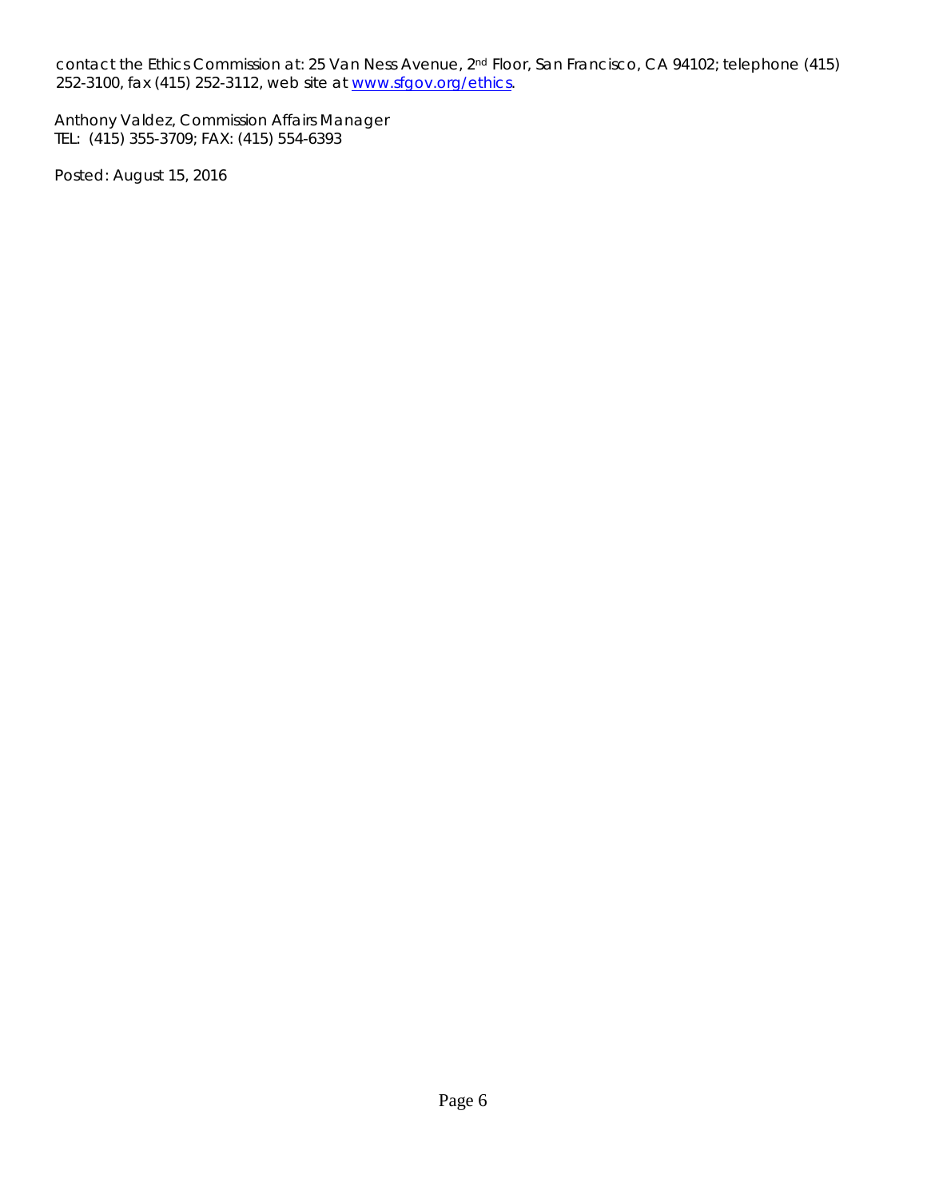contact the Ethics Commission at: 25 Van Ness Avenue, 2nd Floor, San Francisco, CA 94102; telephone (415) 252-3100, fax (415) 252-3112, web site at [www.sfgov.org/ethics](http://www.sfgov.org/ethics).

Anthony Valdez, Commission Affairs Manager
TEL: (415) 355-3709; FAX: (415) 554-6393

Posted: August 15, 2016